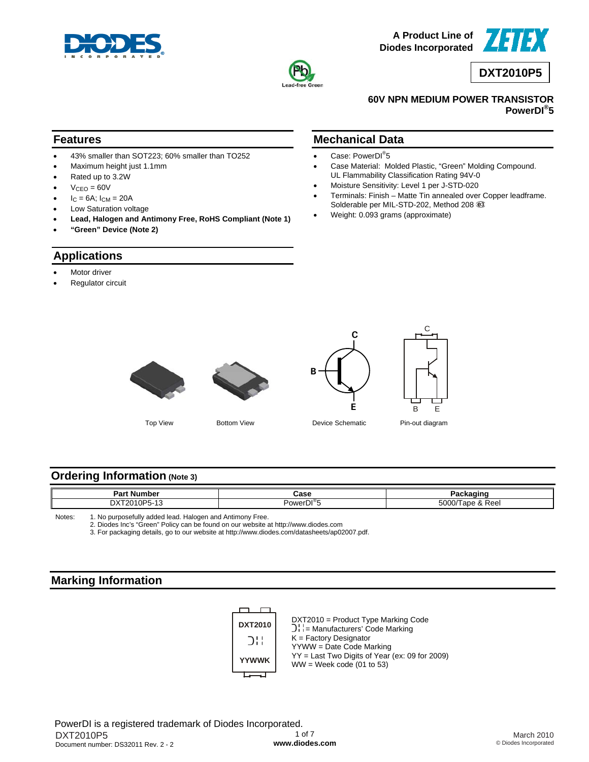A Product Line of Diodes Incorporated

# DXT2010P5

**60V NPN MEDIUM POWER TRANSISTOR**
**PowerDI®5**

## Features

- 43% smaller than SOT223; 60% smaller than TO252
- Maximum height just 1.1mm
- Rated up to 3.2W
- $V_{CEO}$ = 60V
- $I_C$ = 6A; $I_{CM}$ = 20A
- Low Saturation voltage
- **Lead, Halogen and Antimony Free, RoHS Compliant (Note 1)**
- **"Green" Device (Note 2)**

## Mechanical Data

- Case: PowerDI®5
- Case Material: Molded Plastic, "Green" Molding Compound. UL Flammability Classification Rating 94V-0
- Moisture Sensitivity: Level 1 per J-STD-020
- Terminals: Finish – Matte Tin annealed over Copper leadframe. Solderable per MIL-STD-202, Method 208 e3
- Weight: 0.093 grams (approximate)

## Applications

- Motor driver
- Regulator circuit

Top View    Bottom View    Device Schematic    Pin-out diagram

## Ordering Information (Note 3)

| Part Number | Case | Packaging |
|---|---|---|
| DXT2010P5-13 | PowerDI®5 | 5000/Tape & Reel |

Notes:
1. No purposefully added lead. Halogen and Antimony Free.
2. Diodes Inc's "Green" Policy can be found on our website at http://www.diodes.com
3. For packaging details, go to our website at http://www.diodes.com/datasheets/ap02007.pdf.

## Marking Information

DXT2010 = Product Type Marking Code
Manufacturers' Code Marking
K = Factory Designator
YYWW = Date Code Marking
YY = Last Two Digits of Year (ex: 09 for 2009)
WW = Week code (01 to 53)

PowerDI is a registered trademark of Diodes Incorporated.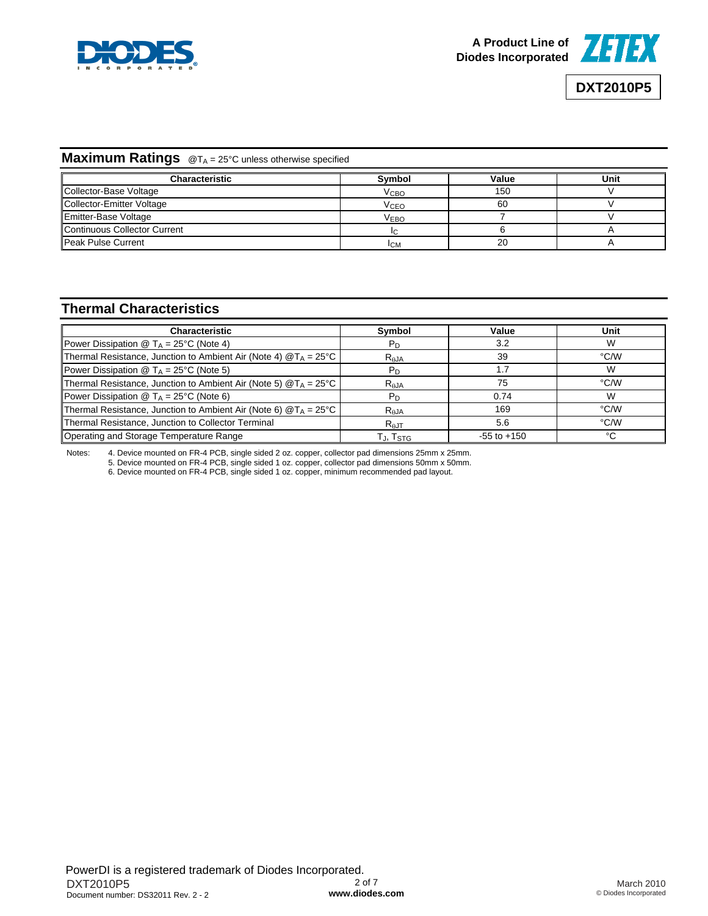## Maximum Ratings @$T_A$ = 25°C unless otherwise specified

| Characteristic | Symbol | Value | Unit |
|---|---|---|---|
| Collector-Base Voltage | $V_{CBO}$ | 150 | V |
| Collector-Emitter Voltage | $V_{CEO}$ | 60 | V |
| Emitter-Base Voltage | $V_{EBO}$ | 7 | V |
| Continuous Collector Current | $I_C$ | 6 | A |
| Peak Pulse Current | $I_{CM}$ | 20 | A |

## Thermal Characteristics

| Characteristic | Symbol | Value | Unit |
|---|---|---|---|
| Power Dissipation @ $T_A$ = 25°C (Note 4) | $P_D$ | 3.2 | W |
| Thermal Resistance, Junction to Ambient Air (Note 4) @$T_A$ = 25°C | $R_{\theta JA}$ | 39 | °C/W |
| Power Dissipation @ $T_A$ = 25°C (Note 5) | $P_D$ | 1.7 | W |
| Thermal Resistance, Junction to Ambient Air (Note 5) @$T_A$ = 25°C | $R_{\theta JA}$ | 75 | °C/W |
| Power Dissipation @ $T_A$ = 25°C (Note 6) | $P_D$ | 0.74 | W |
| Thermal Resistance, Junction to Ambient Air (Note 6) @$T_A$ = 25°C | $R_{\theta JA}$ | 169 | °C/W |
| Thermal Resistance, Junction to Collector Terminal | $R_{\theta JT}$ | 5.6 | °C/W |
| Operating and Storage Temperature Range | $T_J$, $T_{STG}$ | -55 to +150 | °C |

Notes:
4. Device mounted on FR-4 PCB, single sided 2 oz. copper, collector pad dimensions 25mm x 25mm.
5. Device mounted on FR-4 PCB, single sided 1 oz. copper, collector pad dimensions 50mm x 50mm.
6. Device mounted on FR-4 PCB, single sided 1 oz. copper, minimum recommended pad layout.

PowerDI is a registered trademark of Diodes Incorporated.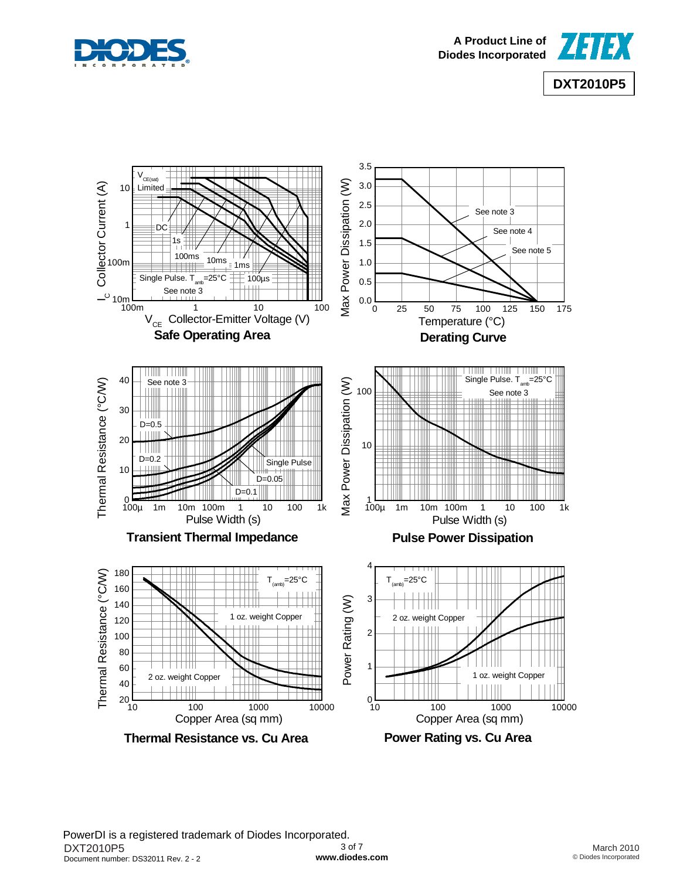**Safe Operating Area**

**Derating Curve**

**Transient Thermal Impedance**

**Pulse Power Dissipation**

**Thermal Resistance vs. Cu Area**

**Power Rating vs. Cu Area**

PowerDI is a registered trademark of Diodes Incorporated.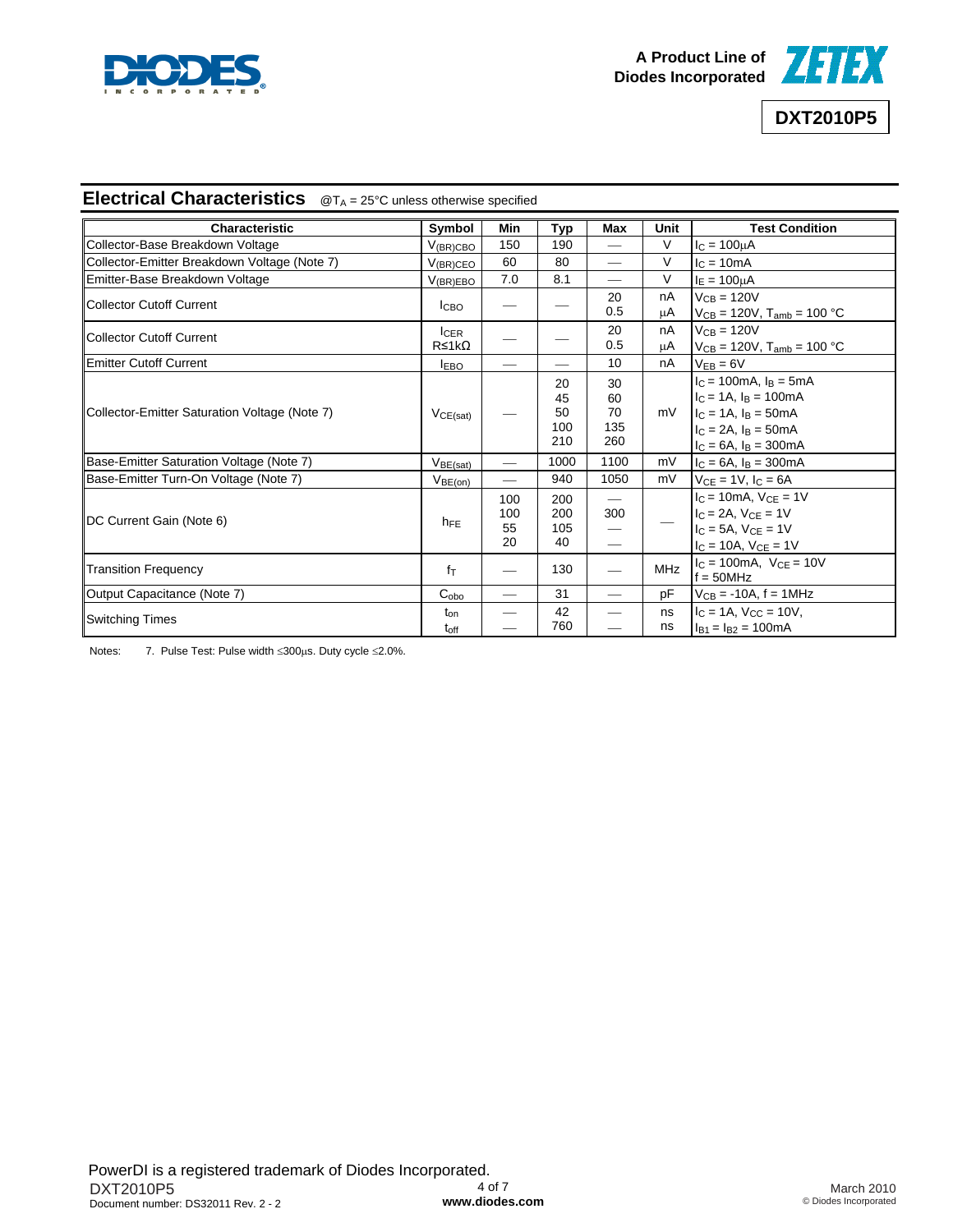## Electrical Characteristics

@$T_A$ = 25°C unless otherwise specified

| Characteristic | Symbol | Min | Typ | Max | Unit | Test Condition |
|---|---|---|---|---|---|---|
| Collector-Base Breakdown Voltage | $V_{(BR)CBO}$ | 150 | 190 | — | V | $I_C$ = 100µA |
| Collector-Emitter Breakdown Voltage (Note 7) | $V_{(BR)CEO}$ | 60 | 80 | — | V | $I_C$ = 10mA |
| Emitter-Base Breakdown Voltage | $V_{(BR)EBO}$ | 7.0 | 8.1 | — | V | $I_E$ = 100µA |
| Collector Cutoff Current | $I_{CBO}$ | — | — | 20<br>0.5 | nA<br>µA | $V_{CB}$ = 120V<br>$V_{CB}$ = 120V, $T_{amb}$ = 100 °C |
| Collector Cutoff Current | $I_{CER}$<br>R≤1kΩ | — | — | 20<br>0.5 | nA<br>µA | $V_{CB}$ = 120V<br>$V_{CB}$ = 120V, $T_{amb}$ = 100 °C |
| Emitter Cutoff Current | $I_{EBO}$ | — | — | 10 | nA | $V_{EB}$ = 6V |
| Collector-Emitter Saturation Voltage (Note 7) | $V_{CE(sat)}$ | — | 20<br>45<br>50<br>100<br>210 | 30<br>60<br>70<br>135<br>260 | mV | $I_C$ = 100mA, $I_B$ = 5mA<br>$I_C$ = 1A, $I_B$ = 100mA<br>$I_C$ = 1A, $I_B$ = 50mA<br>$I_C$ = 2A, $I_B$ = 50mA<br>$I_C$ = 6A, $I_B$ = 300mA |
| Base-Emitter Saturation Voltage (Note 7) | $V_{BE(sat)}$ | — | 1000 | 1100 | mV | $I_C$ = 6A, $I_B$ = 300mA |
| Base-Emitter Turn-On Voltage (Note 7) | $V_{BE(on)}$ | — | 940 | 1050 | mV | $V_{CE}$ = 1V, $I_C$ = 6A |
| DC Current Gain (Note 6) | $h_{FE}$ | 100<br>100<br>55<br>20 | 200<br>200<br>105<br>40 | —<br>300<br>—<br>— | — | $I_C$ = 10mA, $V_{CE}$ = 1V<br>$I_C$ = 2A, $V_{CE}$ = 1V<br>$I_C$ = 5A, $V_{CE}$ = 1V<br>$I_C$ = 10A, $V_{CE}$ = 1V |
| Transition Frequency | $f_T$ | — | 130 | — | MHz | $I_C$ = 100mA, $V_{CE}$ = 10V<br>f = 50MHz |
| Output Capacitance (Note 7) | $C_{obo}$ | — | 31 | — | pF | $V_{CB}$ = -10A, f = 1MHz |
| Switching Times | $t_{on}$<br>$t_{off}$ | —<br>— | 42<br>760 | —<br>— | ns<br>ns | $I_C$ = 1A, $V_{CC}$ = 10V,<br>$I_{B1}$ = $I_{B2}$ = 100mA |

Notes: 7. Pulse Test: Pulse width ≤300µs. Duty cycle ≤2.0%.

PowerDI is a registered trademark of Diodes Incorporated.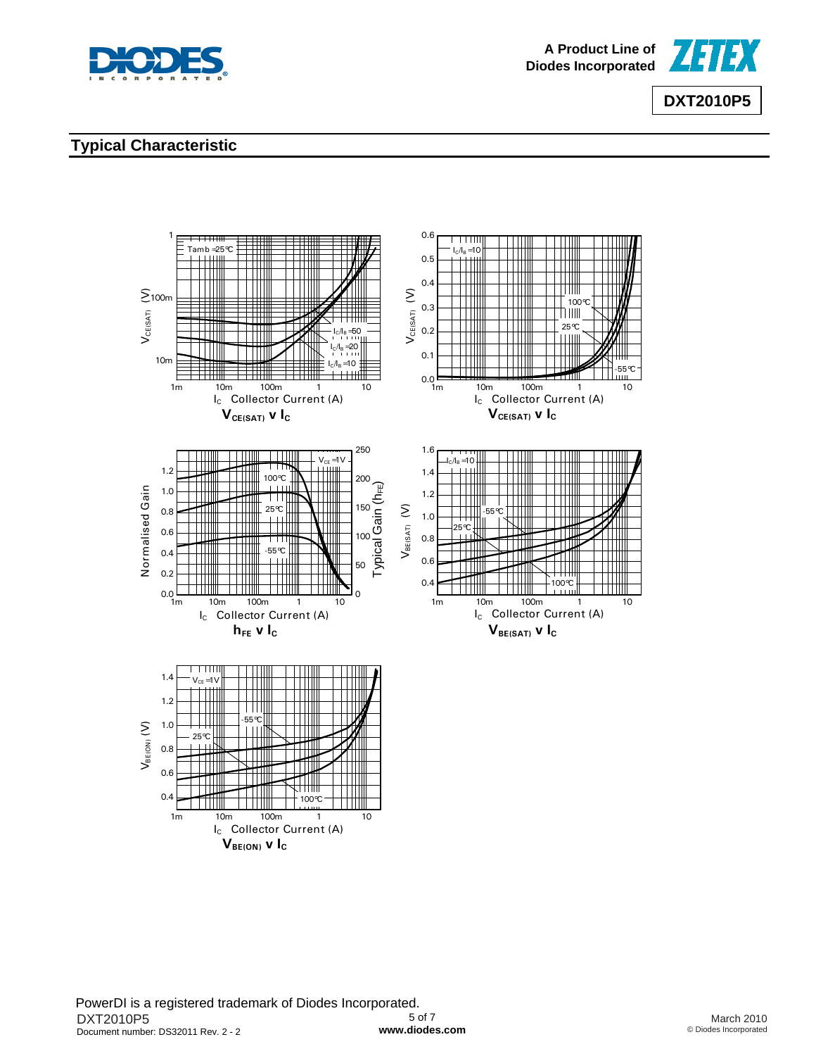## Typical Characteristic

$V_{CE(SAT)}$ v $I_C$

$V_{CE(SAT)}$ v $I_C$

$h_{FE}$ v $I_C$

$V_{BE(SAT)}$ v $I_C$

$V_{BE(ON)}$ v $I_C$

PowerDI is a registered trademark of Diodes Incorporated.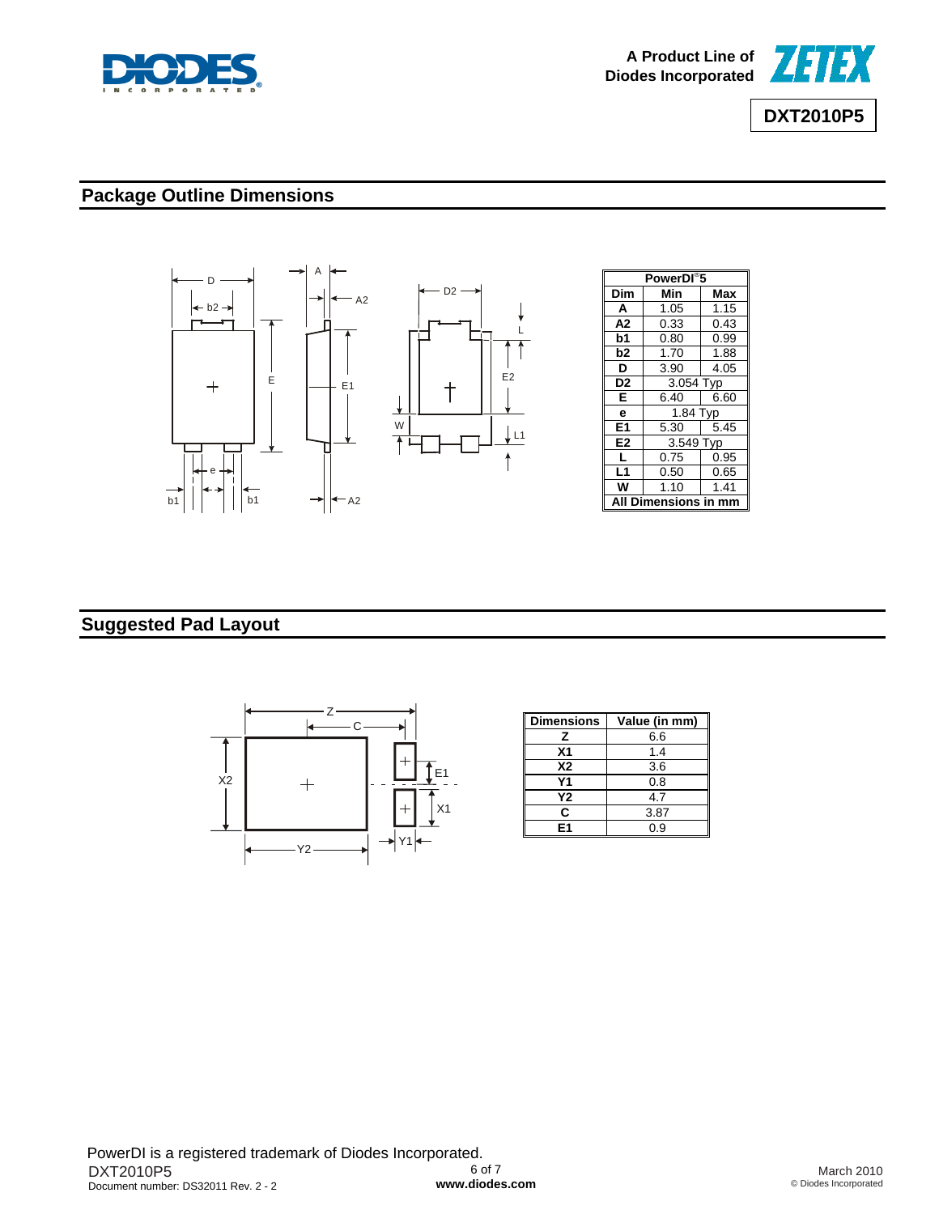## Package Outline Dimensions

| PowerDI®5 | | |
|---|---|---|
| **Dim** | **Min** | **Max** |
| **A** | 1.05 | 1.15 |
| **A2** | 0.33 | 0.43 |
| **b1** | 0.80 | 0.99 |
| **b2** | 1.70 | 1.88 |
| **D** | 3.90 | 4.05 |
| **D2** | 3.054 Typ | |
| **E** | 6.40 | 6.60 |
| **e** | 1.84 Typ | |
| **E1** | 5.30 | 5.45 |
| **E2** | 3.549 Typ | |
| **L** | 0.75 | 0.95 |
| **L1** | 0.50 | 0.65 |
| **W** | 1.10 | 1.41 |
| **All Dimensions in mm** | | |

## Suggested Pad Layout

| Dimensions | Value (in mm) |
|---|---|
| **Z** | 6.6 |
| **X1** | 1.4 |
| **X2** | 3.6 |
| **Y1** | 0.8 |
| **Y2** | 4.7 |
| **C** | 3.87 |
| **E1** | 0.9 |

PowerDI is a registered trademark of Diodes Incorporated.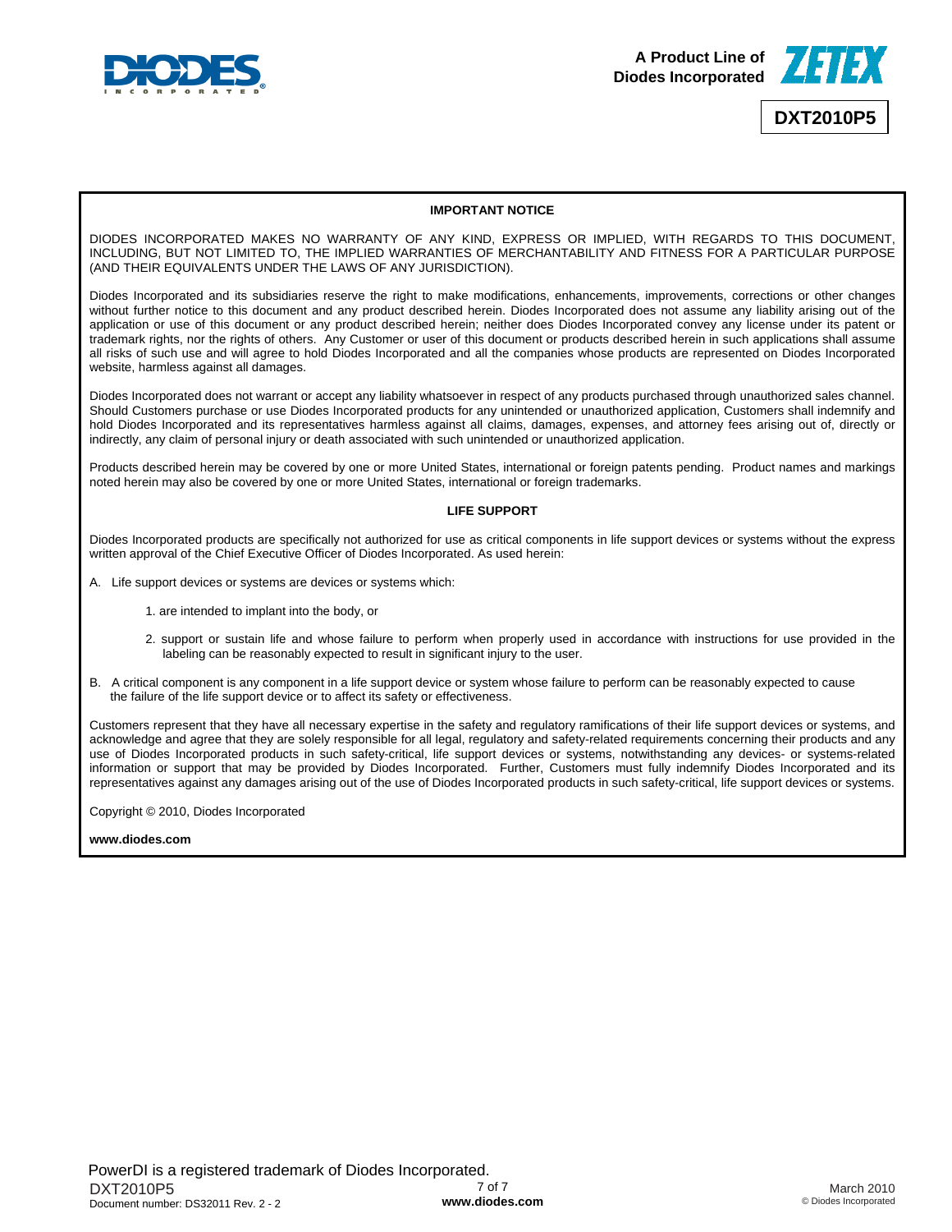## IMPORTANT NOTICE

DIODES INCORPORATED MAKES NO WARRANTY OF ANY KIND, EXPRESS OR IMPLIED, WITH REGARDS TO THIS DOCUMENT, INCLUDING, BUT NOT LIMITED TO, THE IMPLIED WARRANTIES OF MERCHANTABILITY AND FITNESS FOR A PARTICULAR PURPOSE (AND THEIR EQUIVALENTS UNDER THE LAWS OF ANY JURISDICTION).

Diodes Incorporated and its subsidiaries reserve the right to make modifications, enhancements, improvements, corrections or other changes without further notice to this document and any product described herein. Diodes Incorporated does not assume any liability arising out of the application or use of this document or any product described herein; neither does Diodes Incorporated convey any license under its patent or trademark rights, nor the rights of others. Any Customer or user of this document or products described herein in such applications shall assume all risks of such use and will agree to hold Diodes Incorporated and all the companies whose products are represented on Diodes Incorporated website, harmless against all damages.

Diodes Incorporated does not warrant or accept any liability whatsoever in respect of any products purchased through unauthorized sales channel. Should Customers purchase or use Diodes Incorporated products for any unintended or unauthorized application, Customers shall indemnify and hold Diodes Incorporated and its representatives harmless against all claims, damages, expenses, and attorney fees arising out of, directly or indirectly, any claim of personal injury or death associated with such unintended or unauthorized application.

Products described herein may be covered by one or more United States, international or foreign patents pending. Product names and markings noted herein may also be covered by one or more United States, international or foreign trademarks.

## LIFE SUPPORT

Diodes Incorporated products are specifically not authorized for use as critical components in life support devices or systems without the express written approval of the Chief Executive Officer of Diodes Incorporated. As used herein:

A. Life support devices or systems are devices or systems which:

1. are intended to implant into the body, or
2. support or sustain life and whose failure to perform when properly used in accordance with instructions for use provided in the labeling can be reasonably expected to result in significant injury to the user.

B. A critical component is any component in a life support device or system whose failure to perform can be reasonably expected to cause the failure of the life support device or to affect its safety or effectiveness.

Customers represent that they have all necessary expertise in the safety and regulatory ramifications of their life support devices or systems, and acknowledge and agree that they are solely responsible for all legal, regulatory and safety-related requirements concerning their products and any use of Diodes Incorporated products in such safety-critical, life support devices or systems, notwithstanding any devices- or systems-related information or support that may be provided by Diodes Incorporated. Further, Customers must fully indemnify Diodes Incorporated and its representatives against any damages arising out of the use of Diodes Incorporated products in such safety-critical, life support devices or systems.

Copyright © 2010, Diodes Incorporated

**www.diodes.com**

PowerDI is a registered trademark of Diodes Incorporated.